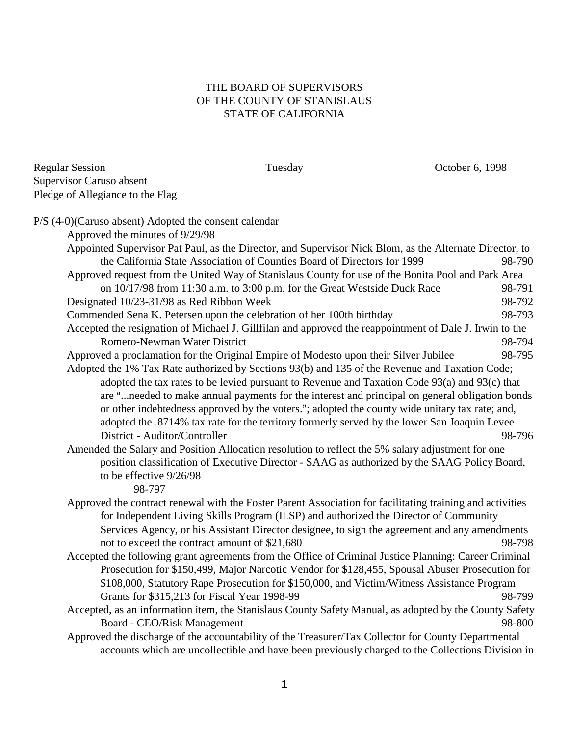# THE BOARD OF SUPERVISORS
# OF THE COUNTY OF STANISLAUS
# STATE OF CALIFORNIA

Regular Session    Tuesday    October 6, 1998

Supervisor Caruso absent

Pledge of Allegiance to the Flag

P/S (4-0)(Caruso absent) Adopted the consent calendar

Approved the minutes of 9/29/98

Appointed Supervisor Pat Paul, as the Director, and Supervisor Nick Blom, as the Alternate Director, to the California State Association of Counties Board of Directors for 1999 98-790

Approved request from the United Way of Stanislaus County for use of the Bonita Pool and Park Area on 10/17/98 from 11:30 a.m. to 3:00 p.m. for the Great Westside Duck Race 98-791

Designated 10/23-31/98 as Red Ribbon Week 98-792

Commended Sena K. Petersen upon the celebration of her 100th birthday 98-793

Accepted the resignation of Michael J. Gillfilan and approved the reappointment of Dale J. Irwin to the Romero-Newman Water District 98-794

Approved a proclamation for the Original Empire of Modesto upon their Silver Jubilee 98-795

Adopted the 1% Tax Rate authorized by Sections 93(b) and 135 of the Revenue and Taxation Code; adopted the tax rates to be levied pursuant to Revenue and Taxation Code 93(a) and 93(c) that are "...needed to make annual payments for the interest and principal on general obligation bonds or other indebtedness approved by the voters."; adopted the county wide unitary tax rate; and, adopted the .8714% tax rate for the territory formerly served by the lower San Joaquin Levee District - Auditor/Controller 98-796

Amended the Salary and Position Allocation resolution to reflect the 5% salary adjustment for one position classification of Executive Director - SAAG as authorized by the SAAG Policy Board, to be effective 9/26/98 98-797

Approved the contract renewal with the Foster Parent Association for facilitating training and activities for Independent Living Skills Program (ILSP) and authorized the Director of Community Services Agency, or his Assistant Director designee, to sign the agreement and any amendments not to exceed the contract amount of $21,680 98-798

Accepted the following grant agreements from the Office of Criminal Justice Planning: Career Criminal Prosecution for $150,499, Major Narcotic Vendor for $128,455, Spousal Abuser Prosecution for $108,000, Statutory Rape Prosecution for $150,000, and Victim/Witness Assistance Program Grants for $315,213 for Fiscal Year 1998-99 98-799

Accepted, as an information item, the Stanislaus County Safety Manual, as adopted by the County Safety Board - CEO/Risk Management 98-800

Approved the discharge of the accountability of the Treasurer/Tax Collector for County Departmental accounts which are uncollectible and have been previously charged to the Collections Division in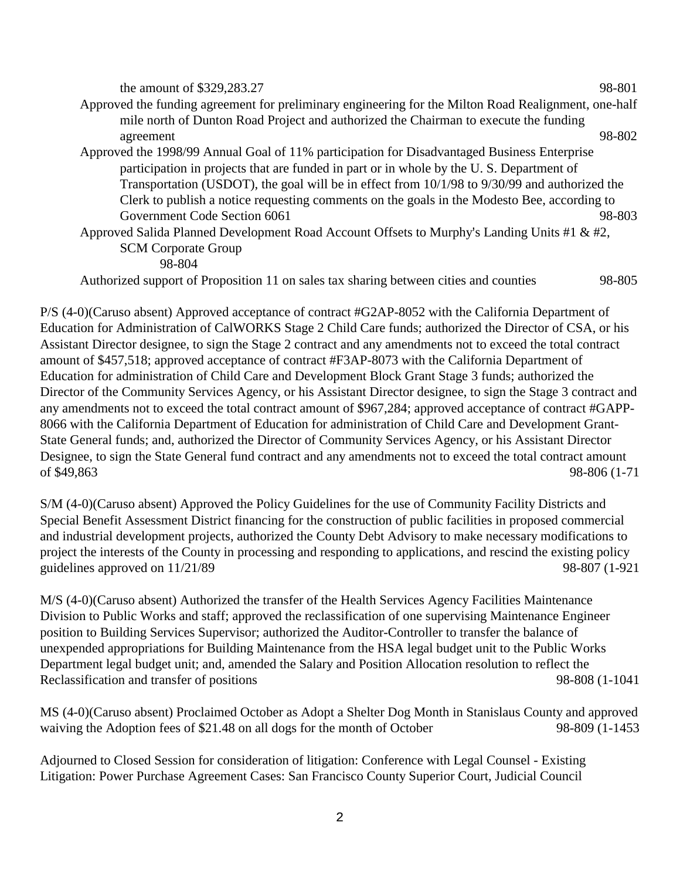the amount of $329,283.27 98-801

Approved the funding agreement for preliminary engineering for the Milton Road Realignment, one-half mile north of Dunton Road Project and authorized the Chairman to execute the funding agreement 98-802

Approved the 1998/99 Annual Goal of 11% participation for Disadvantaged Business Enterprise participation in projects that are funded in part or in whole by the U. S. Department of Transportation (USDOT), the goal will be in effect from 10/1/98 to 9/30/99 and authorized the Clerk to publish a notice requesting comments on the goals in the Modesto Bee, according to Government Code Section 6061 98-803

Approved Salida Planned Development Road Account Offsets to Murphy's Landing Units #1 & #2, SCM Corporate Group 98-804

Authorized support of Proposition 11 on sales tax sharing between cities and counties 98-805

P/S (4-0)(Caruso absent) Approved acceptance of contract #G2AP-8052 with the California Department of Education for Administration of CalWORKS Stage 2 Child Care funds; authorized the Director of CSA, or his Assistant Director designee, to sign the Stage 2 contract and any amendments not to exceed the total contract amount of $457,518; approved acceptance of contract #F3AP-8073 with the California Department of Education for administration of Child Care and Development Block Grant Stage 3 funds; authorized the Director of the Community Services Agency, or his Assistant Director designee, to sign the Stage 3 contract and any amendments not to exceed the total contract amount of $967,284; approved acceptance of contract #GAPP-8066 with the California Department of Education for administration of Child Care and Development Grant-State General funds; and, authorized the Director of Community Services Agency, or his Assistant Director Designee, to sign the State General fund contract and any amendments not to exceed the total contract amount of $49,863 98-806 (1-71

S/M (4-0)(Caruso absent) Approved the Policy Guidelines for the use of Community Facility Districts and Special Benefit Assessment District financing for the construction of public facilities in proposed commercial and industrial development projects, authorized the County Debt Advisory to make necessary modifications to project the interests of the County in processing and responding to applications, and rescind the existing policy guidelines approved on 11/21/89 98-807 (1-921

M/S (4-0)(Caruso absent) Authorized the transfer of the Health Services Agency Facilities Maintenance Division to Public Works and staff; approved the reclassification of one supervising Maintenance Engineer position to Building Services Supervisor; authorized the Auditor-Controller to transfer the balance of unexpended appropriations for Building Maintenance from the HSA legal budget unit to the Public Works Department legal budget unit; and, amended the Salary and Position Allocation resolution to reflect the Reclassification and transfer of positions 98-808 (1-1041

MS (4-0)(Caruso absent) Proclaimed October as Adopt a Shelter Dog Month in Stanislaus County and approved waiving the Adoption fees of $21.48 on all dogs for the month of October 98-809 (1-1453

Adjourned to Closed Session for consideration of litigation: Conference with Legal Counsel - Existing Litigation: Power Purchase Agreement Cases: San Francisco County Superior Court, Judicial Council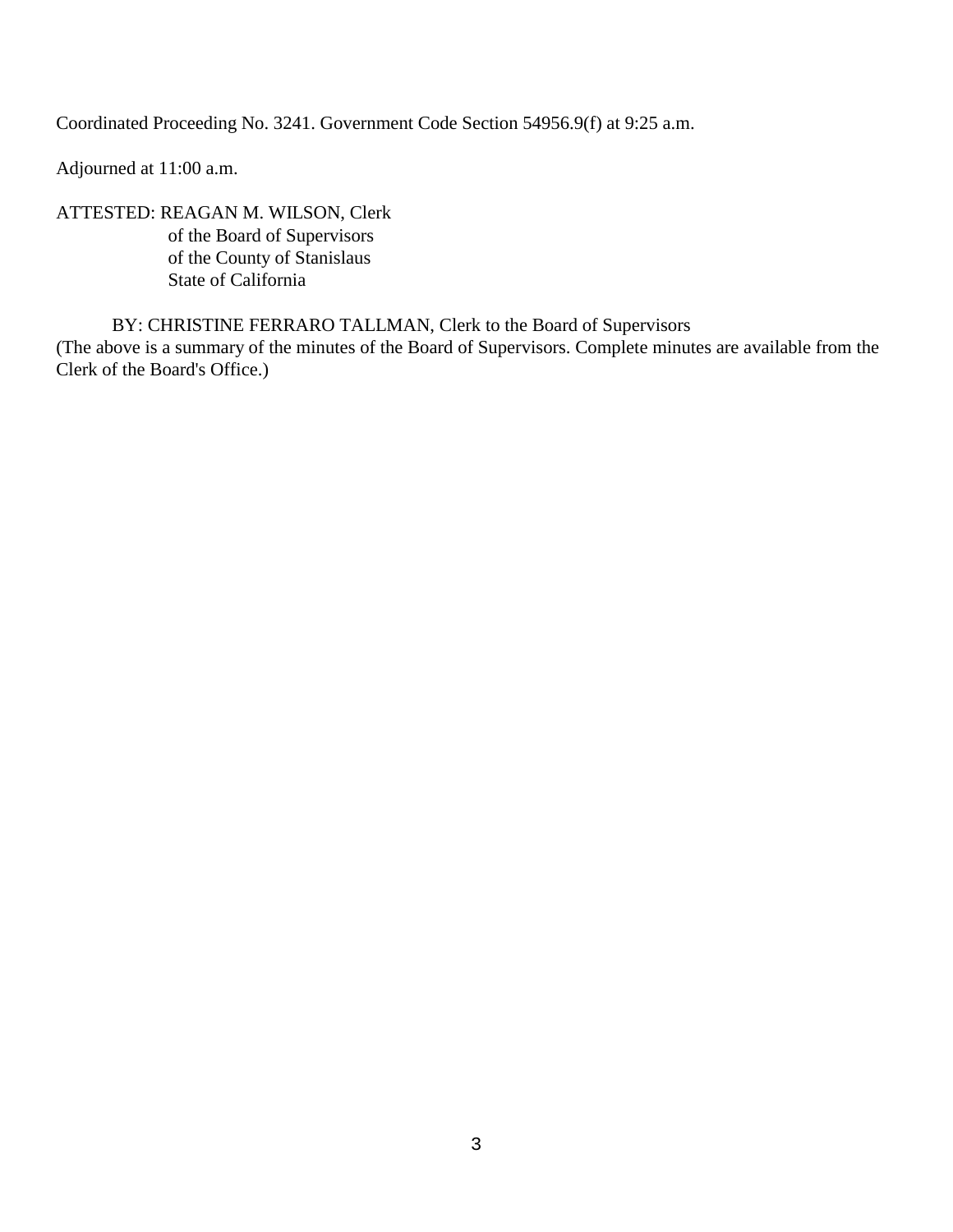Coordinated Proceeding No. 3241. Government Code Section 54956.9(f) at 9:25 a.m.

Adjourned at 11:00 a.m.

ATTESTED: REAGAN M. WILSON, Clerk
of the Board of Supervisors
of the County of Stanislaus
State of California

BY: CHRISTINE FERRARO TALLMAN, Clerk to the Board of Supervisors
(The above is a summary of the minutes of the Board of Supervisors. Complete minutes are available from the Clerk of the Board's Office.)